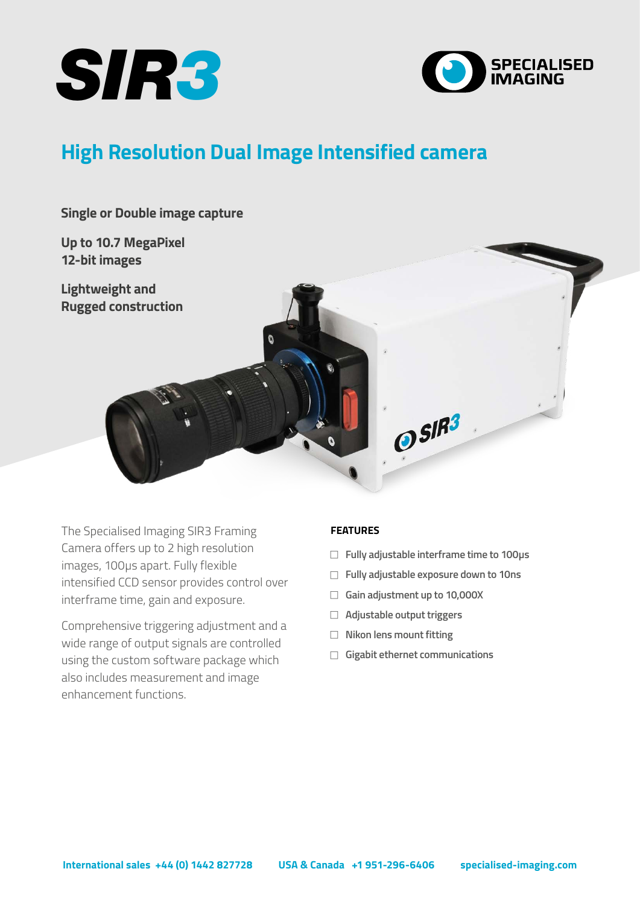# SIR3

SPECIALISED IMAGING

## High Resolution Dual Image Intensified camera

**Single or Double image capture**

**Up to 10.7 MegaPixel**
**12-bit images**

**Lightweight and**
**Rugged construction**

The Specialised Imaging SIR3 Framing Camera offers up to 2 high resolution images, 100μs apart. Fully flexible intensified CCD sensor provides control over interframe time, gain and exposure.

Comprehensive triggering adjustment and a wide range of output signals are controlled using the custom software package which also includes measurement and image enhancement functions.

### FEATURES

- Fully adjustable interframe time to 100μs
- Fully adjustable exposure down to 10ns
- Gain adjustment up to 10,000X
- Adjustable output triggers
- Nikon lens mount fitting
- Gigabit ethernet communications

**International sales +44 (0) 1442 827728** **USA & Canada +1 951-296-6406** **specialised-imaging.com**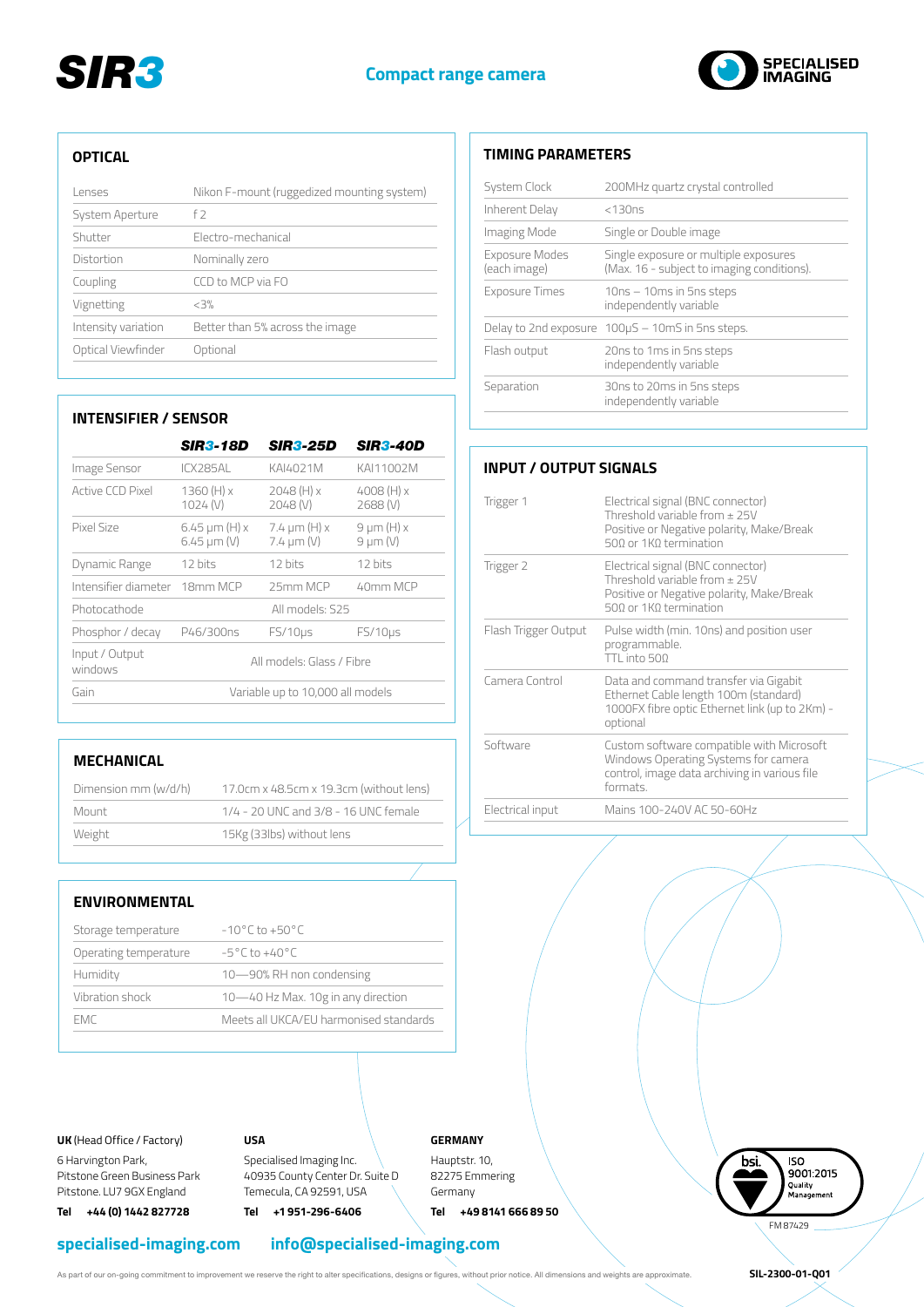# SIR3

Compact range camera

SPECIALISED IMAGING

## OPTICAL

| | |
|---|---|
| Lenses | Nikon F-mount (ruggedized mounting system) |
| System Aperture | f 2 |
| Shutter | Electro-mechanical |
| Distortion | Nominally zero |
| Coupling | CCD to MCP via FO |
| Vignetting | <3% |
| Intensity variation | Better than 5% across the image |
| Optical Viewfinder | Optional |

## INTENSIFIER / SENSOR

| | SIR3-18D | SIR3-25D | SIR3-40D |
|---|---|---|---|
| Image Sensor | ICX285AL | KAI4021M | KAI11002M |
| Active CCD Pixel | 1360 (H) x 1024 (V) | 2048 (H) x 2048 (V) | 4008 (H) x 2688 (V) |
| Pixel Size | 6.45 µm (H) x 6.45 µm (V) | 7.4 µm (H) x 7.4 µm (V) | 9 µm (H) x 9 µm (V) |
| Dynamic Range | 12 bits | 12 bits | 12 bits |
| Intensifier diameter | 18mm MCP | 25mm MCP | 40mm MCP |
| Photocathode | All models: S25 | | |
| Phosphor / decay | P46/300ns | FS/10µs | FS/10µs |
| Input / Output windows | All models: Glass / Fibre | | |
| Gain | Variable up to 10,000 all models | | |

## MECHANICAL

| | |
|---|---|
| Dimension mm (w/d/h) | 17.0cm x 48.5cm x 19.3cm (without lens) |
| Mount | 1/4 - 20 UNC and 3/8 - 16 UNC female |
| Weight | 15Kg (33lbs) without lens |

## ENVIRONMENTAL

| | |
|---|---|
| Storage temperature | -10°C to +50°C |
| Operating temperature | -5°C to +40°C |
| Humidity | 10—90% RH non condensing |
| Vibration shock | 10—40 Hz Max. 10g in any direction |
| EMC | Meets all UKCA/EU harmonised standards |

## TIMING PARAMETERS

| | |
|---|---|
| System Clock | 200MHz quartz crystal controlled |
| Inherent Delay | <130ns |
| Imaging Mode | Single or Double image |
| Exposure Modes (each image) | Single exposure or multiple exposures (Max. 16 - subject to imaging conditions). |
| Exposure Times | 10ns – 10ms in 5ns steps independently variable |
| Delay to 2nd exposure | 100µS – 10mS in 5ns steps. |
| Flash output | 20ns to 1ms in 5ns steps independently variable |
| Separation | 30ns to 20ms in 5ns steps independently variable |

## INPUT / OUTPUT SIGNALS

| | |
|---|---|
| Trigger 1 | Electrical signal (BNC connector) Threshold variable from ± 25V Positive or Negative polarity, Make/Break 50Ω or 1KΩ termination |
| Trigger 2 | Electrical signal (BNC connector) Threshold variable from ± 25V Positive or Negative polarity, Make/Break 50Ω or 1KΩ termination |
| Flash Trigger Output | Pulse width (min. 10ns) and position user programmable. TTL into 50Ω |
| Camera Control | Data and command transfer via Gigabit Ethernet Cable length 100m (standard) 1000FX fibre optic Ethernet link (up to 2Km) - optional |
| Software | Custom software compatible with Microsoft Windows Operating Systems for camera control, image data archiving in various file formats. |
| Electrical input | Mains 100-240V AC 50-60Hz |

**UK** (Head Office / Factory)
6 Harvington Park,
Pitstone Green Business Park
Pitstone. LU7 9GX England
**Tel +44 (0) 1442 827728**

**USA**
Specialised Imaging Inc.
40935 County Center Dr. Suite D
Temecula, CA 92591, USA
**Tel +1 951-296-6406**

**GERMANY**
Hauptstr. 10,
82275 Emmering
Germany
**Tel +49 8141 666 89 50**

bsi. ISO 9001:2015 Quality Management
FM 87429

**specialised-imaging.com** **info@specialised-imaging.com**

As part of our on-going commitment to improvement we reserve the right to alter specifications, designs or figures, without prior notice. All dimensions and weights are approximate.

SIL-2300-01-Q01